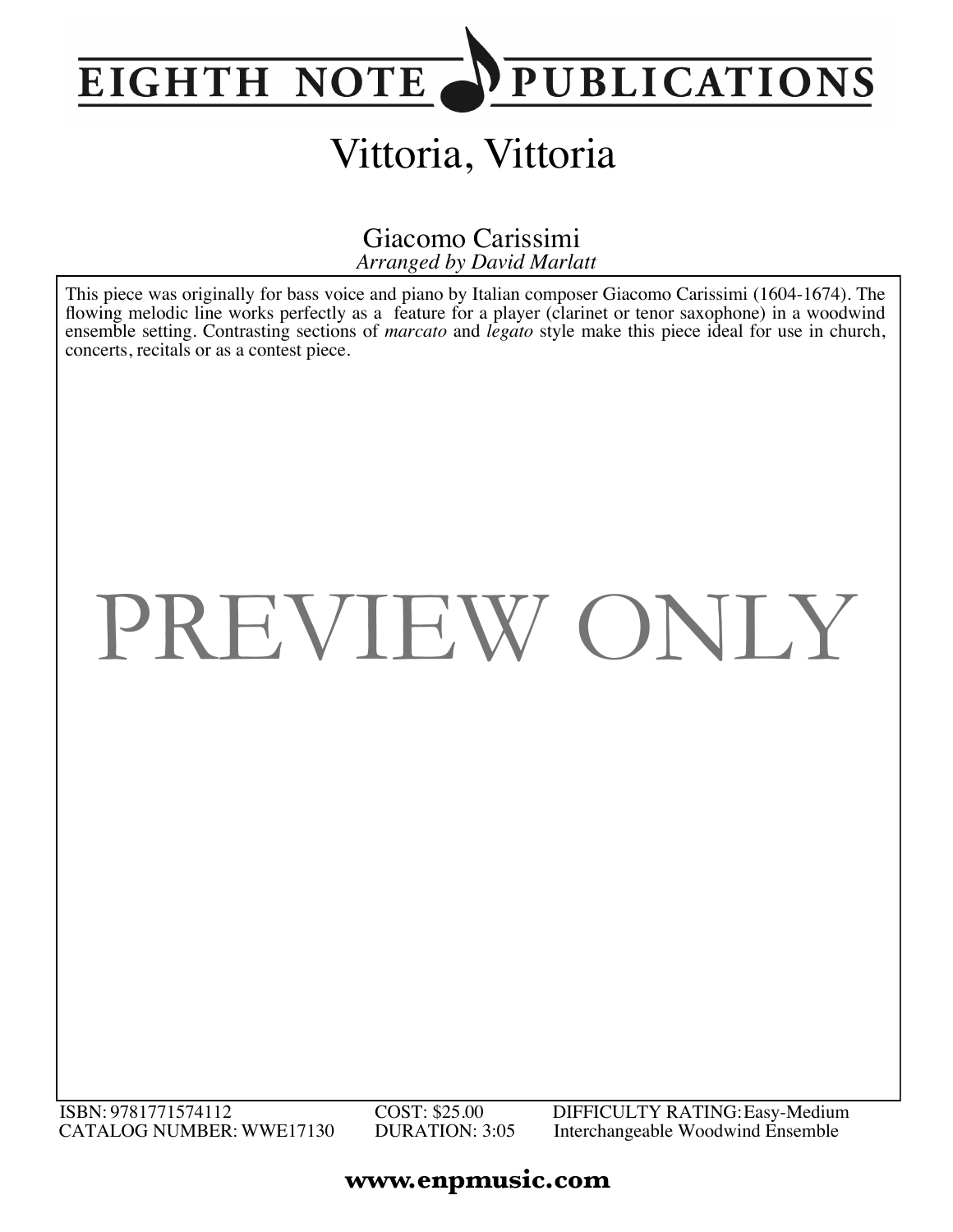EIGHTH NOTE PUBLICATIONS

# Vittoria, Vittoria

Giacomo Carissimi
*Arranged by David Marlatt*

This piece was originally for bass voice and piano by Italian composer Giacomo Carissimi (1604-1674). The flowing melodic line works perfectly as a feature for a player (clarinet or tenor saxophone) in a woodwind ensemble setting. Contrasting sections of *marcato* and *legato* style make this piece ideal for use in church, concerts, recitals or as a contest piece.

PREVIEW ONLY

ISBN: 9781771574112
CATALOG NUMBER: WWE17130
COST: $25.00
DURATION: 3:05
DIFFICULTY RATING: Easy-Medium
Interchangeable Woodwind Ensemble

**www.enpmusic.com**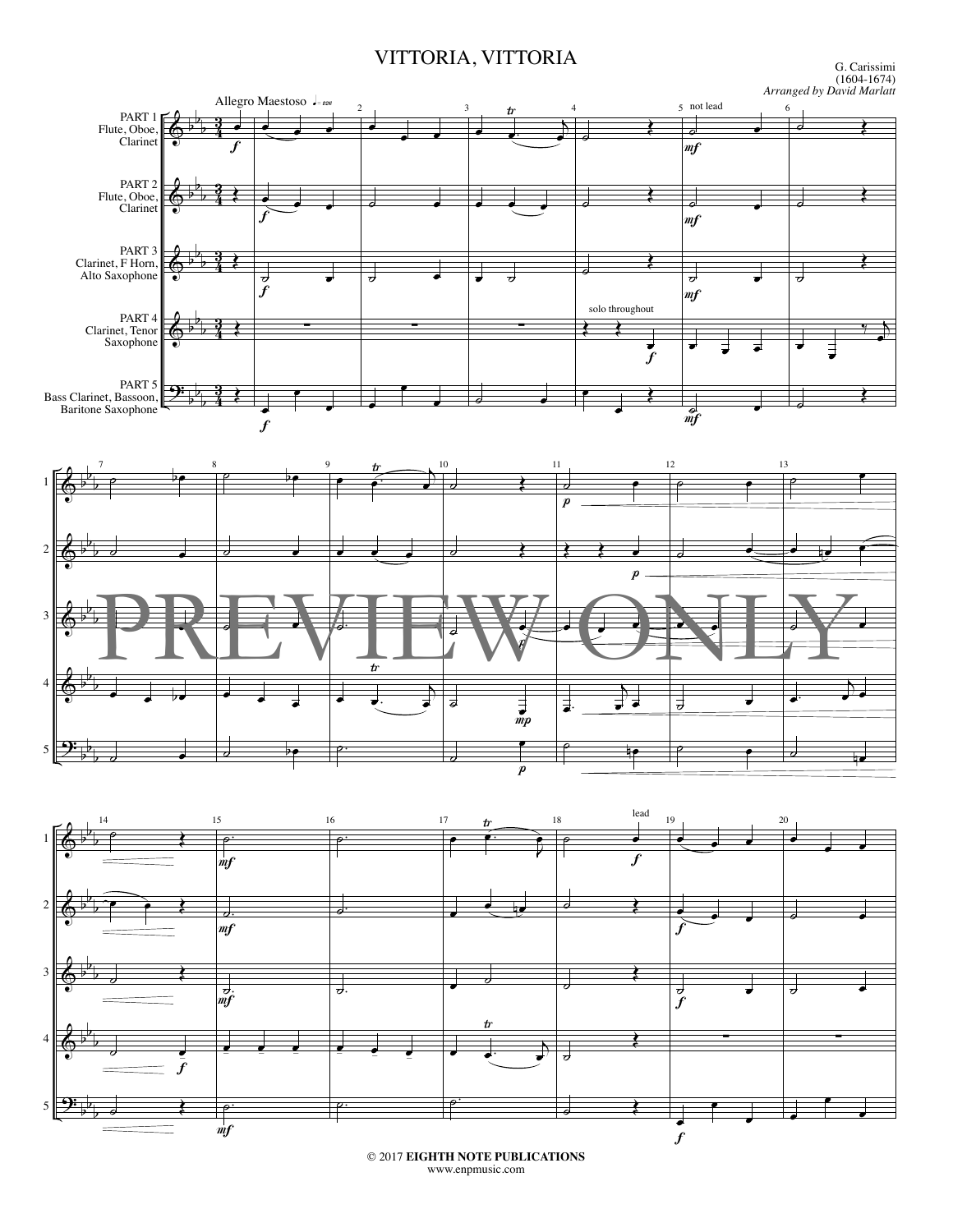# VITTORIA, VITTORIA

G. Carissimi
(1604-1674)
*Arranged by David Marlatt*

© 2017 **EIGHTH NOTE PUBLICATIONS**
www.enpmusic.com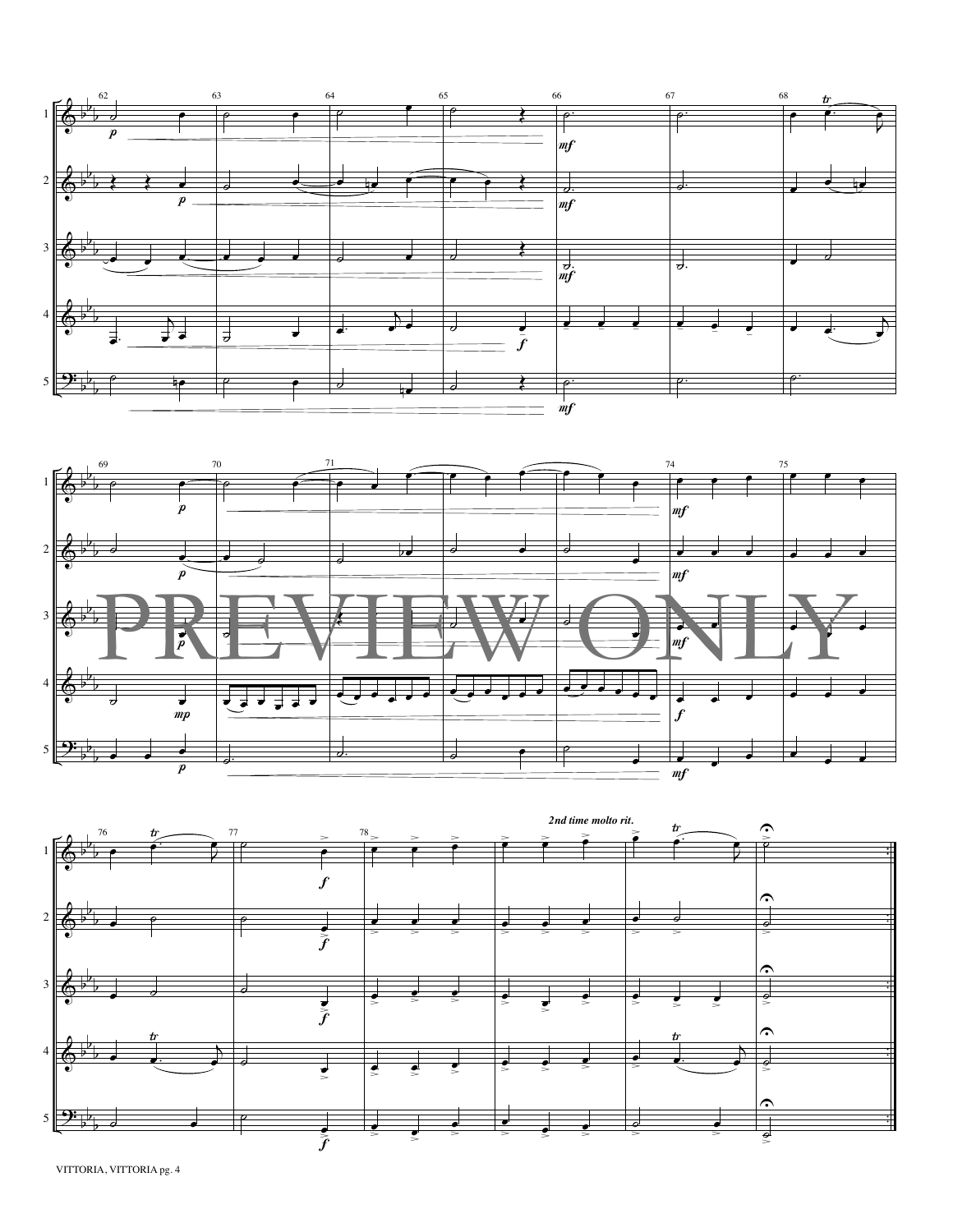2nd time molto rit.

PREVIEW ONLY